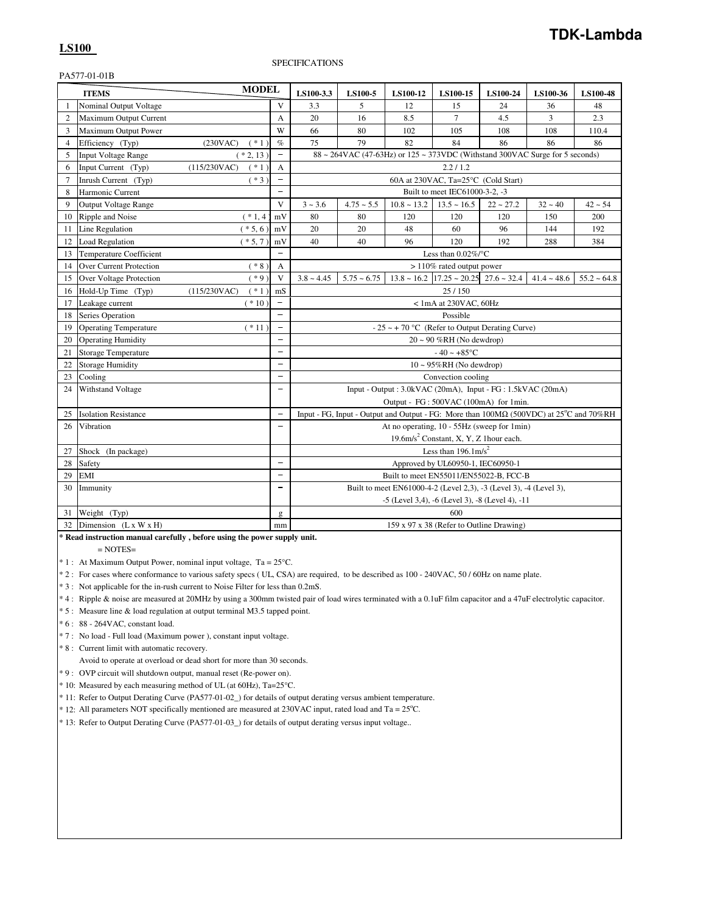**TDK-Lambda**

**LS100**

SPECIFICATIONS

PA577-01-01B

| | ITEMS | | MODEL | LS100-3.3 | LS100-5 | LS100-12 | LS100-15 | LS100-24 | LS100-36 | LS100-48 |
|---|---|---|---|---|---|---|---|---|---|---|
| 1 | Nominal Output Voltage | | V | 3.3 | 5 | 12 | 15 | 24 | 36 | 48 |
| 2 | Maximum Output Current | | A | 20 | 16 | 8.5 | 7 | 4.5 | 3 | 2.3 |
| 3 | Maximum Output Power | | W | 66 | 80 | 102 | 105 | 108 | 108 | 110.4 |
| 4 | Efficiency (Typ) | (230VAC) (*1) | % | 75 | 79 | 82 | 84 | 86 | 86 | 86 |
| 5 | Input Voltage Range | (*2, 13) | – | 88 ~ 264VAC (47-63Hz) or 125 ~ 373VDC (Withstand 300VAC Surge for 5 seconds) | | | | | | |
| 6 | Input Current (Typ) | (115/230VAC) (*1) | A | 2.2 / 1.2 | | | | | | |
| 7 | Inrush Current (Typ) | (*3) | – | 60A at 230VAC, Ta=25°C (Cold Start) | | | | | | |
| 8 | Harmonic Current | | – | Built to meet IEC61000-3-2, -3 | | | | | | |
| 9 | Output Voltage Range | | V | 3 ~ 3.6 | 4.75 ~ 5.5 | 10.8 ~ 13.2 | 13.5 ~ 16.5 | 22 ~ 27.2 | 32 ~ 40 | 42 ~ 54 |
| 10 | Ripple and Noise | (*1, 4) | mV | 80 | 80 | 120 | 120 | 120 | 150 | 200 |
| 11 | Line Regulation | (*5, 6) | mV | 20 | 20 | 48 | 60 | 96 | 144 | 192 |
| 12 | Load Regulation | (*5, 7) | mV | 40 | 40 | 96 | 120 | 192 | 288 | 384 |
| 13 | Temperature Coefficient | | – | Less than 0.02%/°C | | | | | | |
| 14 | Over Current Protection | (*8) | A | > 110% rated output power | | | | | | |
| 15 | Over Voltage Protection | (*9) | V | 3.8 ~ 4.45 | 5.75 ~ 6.75 | 13.8 ~ 16.2 | 17.25 ~ 20.25 | 27.6 ~ 32.4 | 41.4 ~ 48.6 | 55.2 ~ 64.8 |
| 16 | Hold-Up Time (Typ) | (115/230VAC) (*1) | mS | 25 / 150 | | | | | | |
| 17 | Leakage current | (*10) | – | < 1mA at 230VAC, 60Hz | | | | | | |
| 18 | Series Operation | | – | Possible | | | | | | |
| 19 | Operating Temperature | (*11) | – | - 25 ~ + 70 °C (Refer to Output Derating Curve) | | | | | | |
| 20 | Operating Humidity | | – | 20 ~ 90 %RH (No dewdrop) | | | | | | |
| 21 | Storage Temperature | | – | - 40 ~ +85°C | | | | | | |
| 22 | Storage Humidity | | – | 10 ~ 95%RH (No dewdrop) | | | | | | |
| 23 | Cooling | | – | Convection cooling | | | | | | |
| 24 | Withstand Voltage | | – | Input - Output : 3.0kVAC (20mA), Input - FG : 1.5kVAC (20mA) Output - FG : 500VAC (100mA) for 1min. | | | | | | |
| 25 | Isolation Resistance | | – | Input - FG, Input - Output and Output - FG: More than 100MΩ (500VDC) at 25°C and 70%RH | | | | | | |
| 26 | Vibration | | – | At no operating, 10 - 55Hz (sweep for 1min) 19.6m/s$^2$ Constant, X, Y, Z 1hour each. | | | | | | |
| 27 | Shock (In package) | | | Less than 196.1m/s$^2$ | | | | | | |
| 28 | Safety | | – | Approved by UL60950-1, IEC60950-1 | | | | | | |
| 29 | EMI | | – | Built to meet EN55011/EN55022-B, FCC-B | | | | | | |
| 30 | Immunity | | – | Built to meet EN61000-4-2 (Level 2,3), -3 (Level 3), -4 (Level 3), -5 (Level 3,4), -6 (Level 3), -8 (Level 4), -11 | | | | | | |
| 31 | Weight (Typ) | | g | 600 | | | | | | |
| 32 | Dimension (L x W x H) | | mm | 159 x 97 x 38 (Refer to Outline Drawing) | | | | | | |

**\* Read instruction manual carefully , before using the power supply unit.**

= NOTES=

\* 1 : At Maximum Output Power, nominal input voltage, Ta = 25°C.

\* 2 : For cases where conformance to various safety specs ( UL, CSA) are required, to be described as 100 - 240VAC, 50 / 60Hz on name plate.

\* 3 : Not applicable for the in-rush current to Noise Filter for less than 0.2mS.

\* 4 : Ripple & noise are measured at 20MHz by using a 300mm twisted pair of load wires terminated with a 0.1uF film capacitor and a 47uF electrolytic capacitor.

\* 5 : Measure line & load regulation at output terminal M3.5 tapped point.

\* 6 : 88 - 264VAC, constant load.

\* 7 : No load - Full load (Maximum power ), constant input voltage.

\* 8 : Current limit with automatic recovery.
Avoid to operate at overload or dead short for more than 30 seconds.

\* 9 : OVP circuit will shutdown output, manual reset (Re-power on).

\* 10: Measured by each measuring method of UL (at 60Hz), Ta=25°C.

\* 11: Refer to Output Derating Curve (PA577-01-02_) for details of output derating versus ambient temperature.

\* 12: All parameters NOT specifically mentioned are measured at 230VAC input, rated load and Ta = 25°C.

\* 13: Refer to Output Derating Curve (PA577-01-03_) for details of output derating versus input voltage..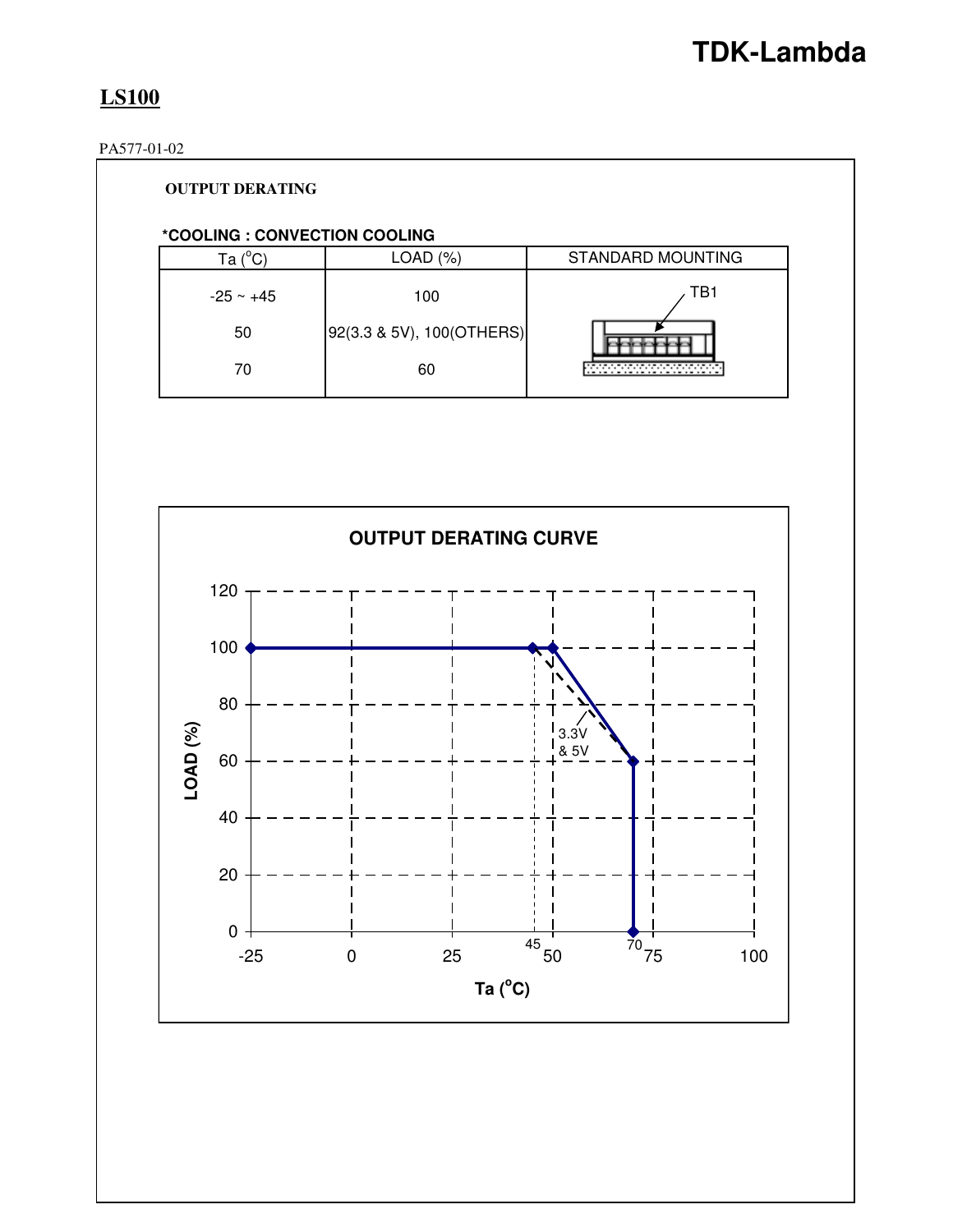**TDK-Lambda**

# LS100

PA577-01-02

## OUTPUT DERATING

**\*COOLING : CONVECTION COOLING**

| Ta (°C) | LOAD (%) | STANDARD MOUNTING |
| --- | --- | --- |
| -25 ~ +45 | 100 | TB1 |
| 50 | 92(3.3 & 5V), 100(OTHERS) | |
| 70 | 60 | |

**OUTPUT DERATING CURVE**

LOAD (%)

120
100
80
60
40
20
0

-25
0
25
45
50
70
75
100

Ta (°C)

3.3V
& 5V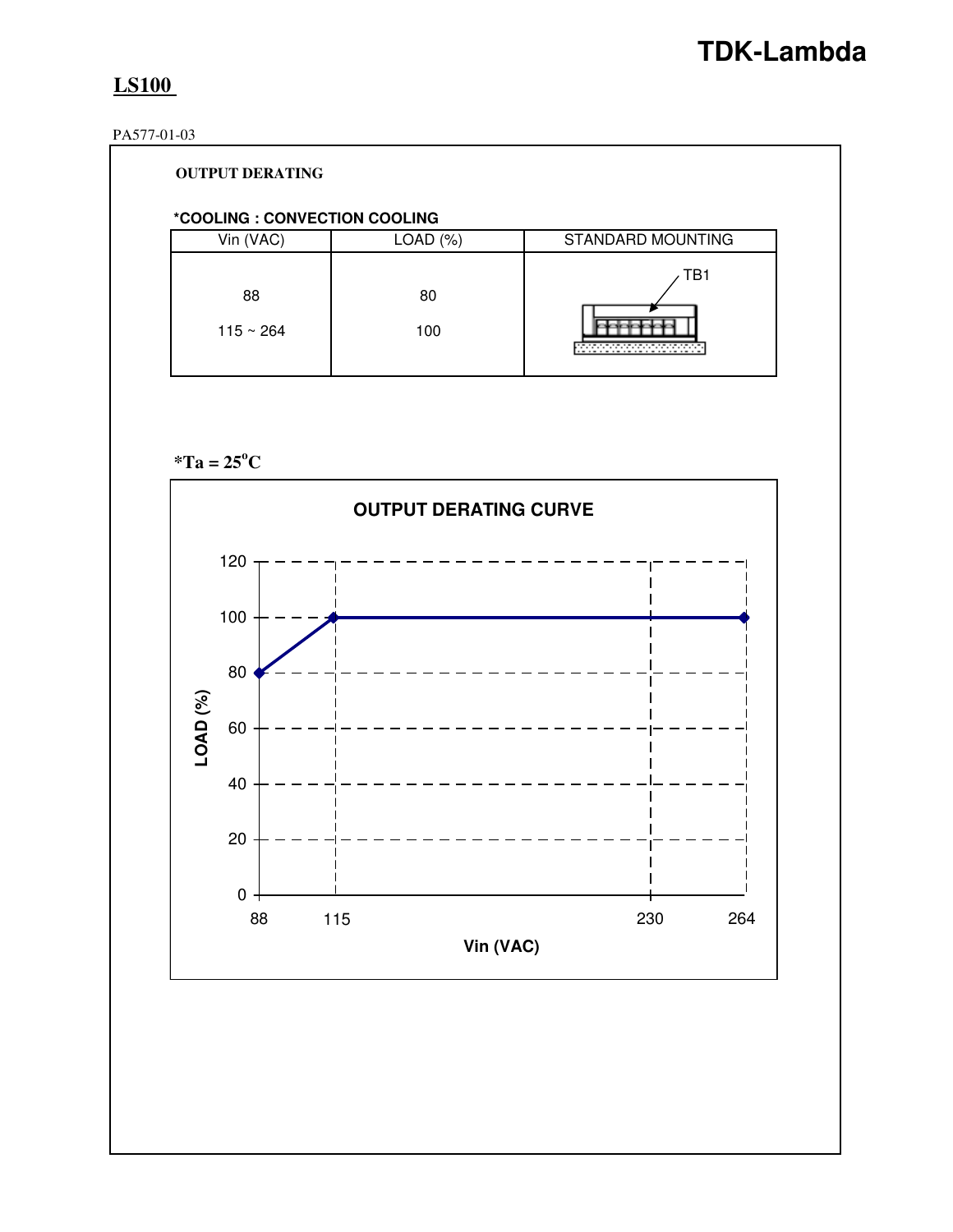# LS100

PA577-01-03

**OUTPUT DERATING**

**\*COOLING : CONVECTION COOLING**

| Vin (VAC) | LOAD (%) | STANDARD MOUNTING |
|---|---|---|
| 88 | 80 | TB1 |
| 115 ~ 264 | 100 | |

**\*Ta = 25$^{o}$C**

OUTPUT DERATING CURVE

LOAD (%)

120
100
80
60
40
20
0

88
115
230
264

Vin (VAC)